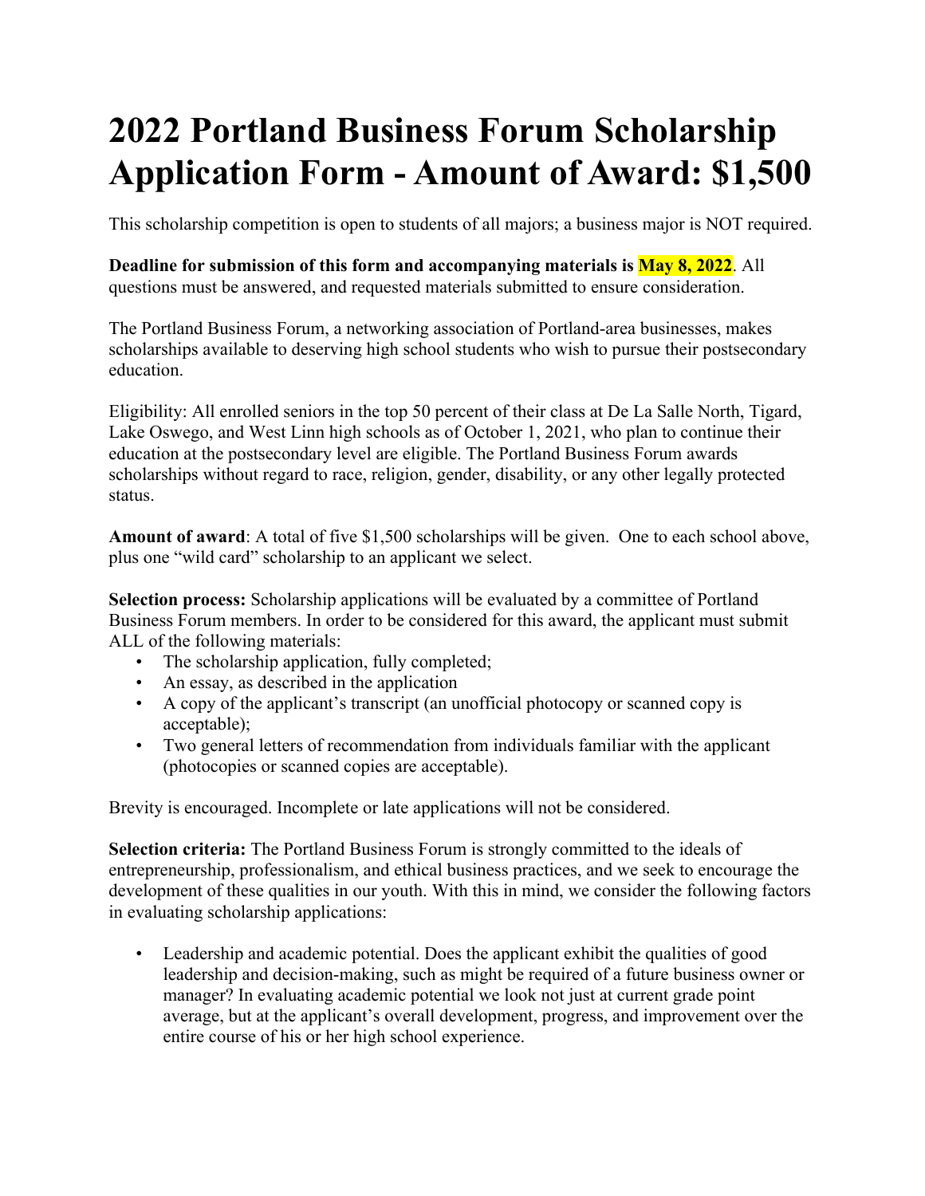# 2022 Portland Business Forum Scholarship Application Form - Amount of Award: $1,500

This scholarship competition is open to students of all majors; a business major is NOT required.

**Deadline for submission of this form and accompanying materials is May 8, 2022**. All questions must be answered, and requested materials submitted to ensure consideration.

The Portland Business Forum, a networking association of Portland-area businesses, makes scholarships available to deserving high school students who wish to pursue their postsecondary education.

Eligibility: All enrolled seniors in the top 50 percent of their class at De La Salle North, Tigard, Lake Oswego, and West Linn high schools as of October 1, 2021, who plan to continue their education at the postsecondary level are eligible. The Portland Business Forum awards scholarships without regard to race, religion, gender, disability, or any other legally protected status.

**Amount of award**: A total of five $1,500 scholarships will be given. One to each school above, plus one "wild card" scholarship to an applicant we select.

**Selection process:** Scholarship applications will be evaluated by a committee of Portland Business Forum members. In order to be considered for this award, the applicant must submit ALL of the following materials:

- The scholarship application, fully completed;
- An essay, as described in the application
- A copy of the applicant's transcript (an unofficial photocopy or scanned copy is acceptable);
- Two general letters of recommendation from individuals familiar with the applicant (photocopies or scanned copies are acceptable).

Brevity is encouraged. Incomplete or late applications will not be considered.

**Selection criteria:** The Portland Business Forum is strongly committed to the ideals of entrepreneurship, professionalism, and ethical business practices, and we seek to encourage the development of these qualities in our youth. With this in mind, we consider the following factors in evaluating scholarship applications:

- Leadership and academic potential. Does the applicant exhibit the qualities of good leadership and decision-making, such as might be required of a future business owner or manager? In evaluating academic potential we look not just at current grade point average, but at the applicant's overall development, progress, and improvement over the entire course of his or her high school experience.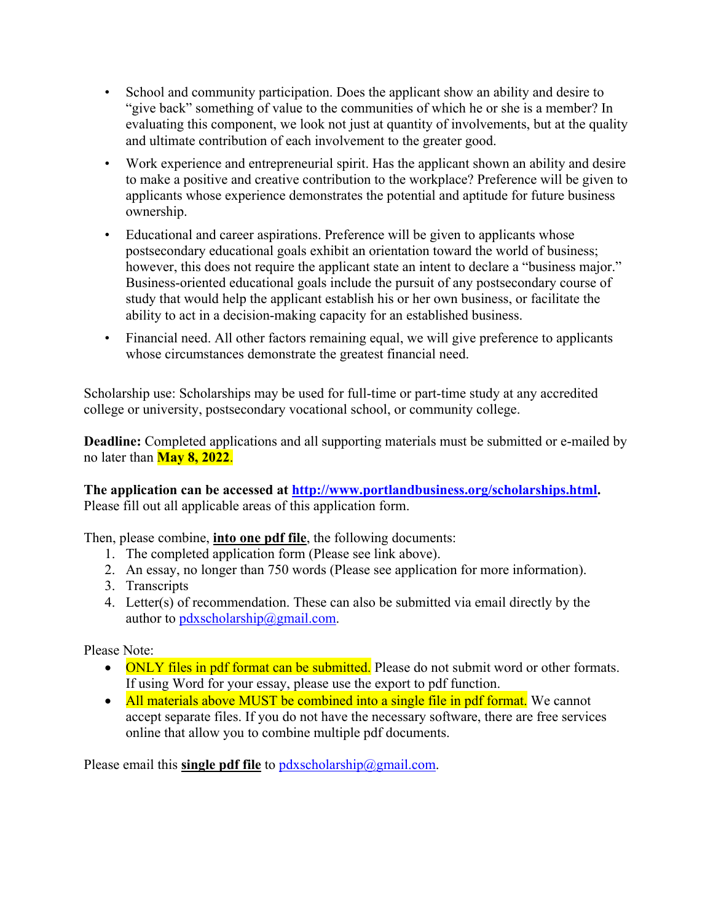- School and community participation. Does the applicant show an ability and desire to "give back" something of value to the communities of which he or she is a member? In evaluating this component, we look not just at quantity of involvements, but at the quality and ultimate contribution of each involvement to the greater good.
- Work experience and entrepreneurial spirit. Has the applicant shown an ability and desire to make a positive and creative contribution to the workplace? Preference will be given to applicants whose experience demonstrates the potential and aptitude for future business ownership.
- Educational and career aspirations. Preference will be given to applicants whose postsecondary educational goals exhibit an orientation toward the world of business; however, this does not require the applicant state an intent to declare a "business major." Business-oriented educational goals include the pursuit of any postsecondary course of study that would help the applicant establish his or her own business, or facilitate the ability to act in a decision-making capacity for an established business.
- Financial need. All other factors remaining equal, we will give preference to applicants whose circumstances demonstrate the greatest financial need.

Scholarship use: Scholarships may be used for full-time or part-time study at any accredited college or university, postsecondary vocational school, or community college.

**Deadline:** Completed applications and all supporting materials must be submitted or e-mailed by no later than **May 8, 2022**.

**The application can be accessed at [http://www.portlandbusiness.org/scholarships.html](http://www.portlandbusiness.org/scholarships.html).** Please fill out all applicable areas of this application form.

Then, please combine, **into one pdf file**, the following documents:

1. The completed application form (Please see link above).
2. An essay, no longer than 750 words (Please see application for more information).
3. Transcripts
4. Letter(s) of recommendation. These can also be submitted via email directly by the author to pdxscholarship@gmail.com.

Please Note:

- ONLY files in pdf format can be submitted. Please do not submit word or other formats. If using Word for your essay, please use the export to pdf function.
- All materials above MUST be combined into a single file in pdf format. We cannot accept separate files. If you do not have the necessary software, there are free services online that allow you to combine multiple pdf documents.

Please email this **single pdf file** to pdxscholarship@gmail.com.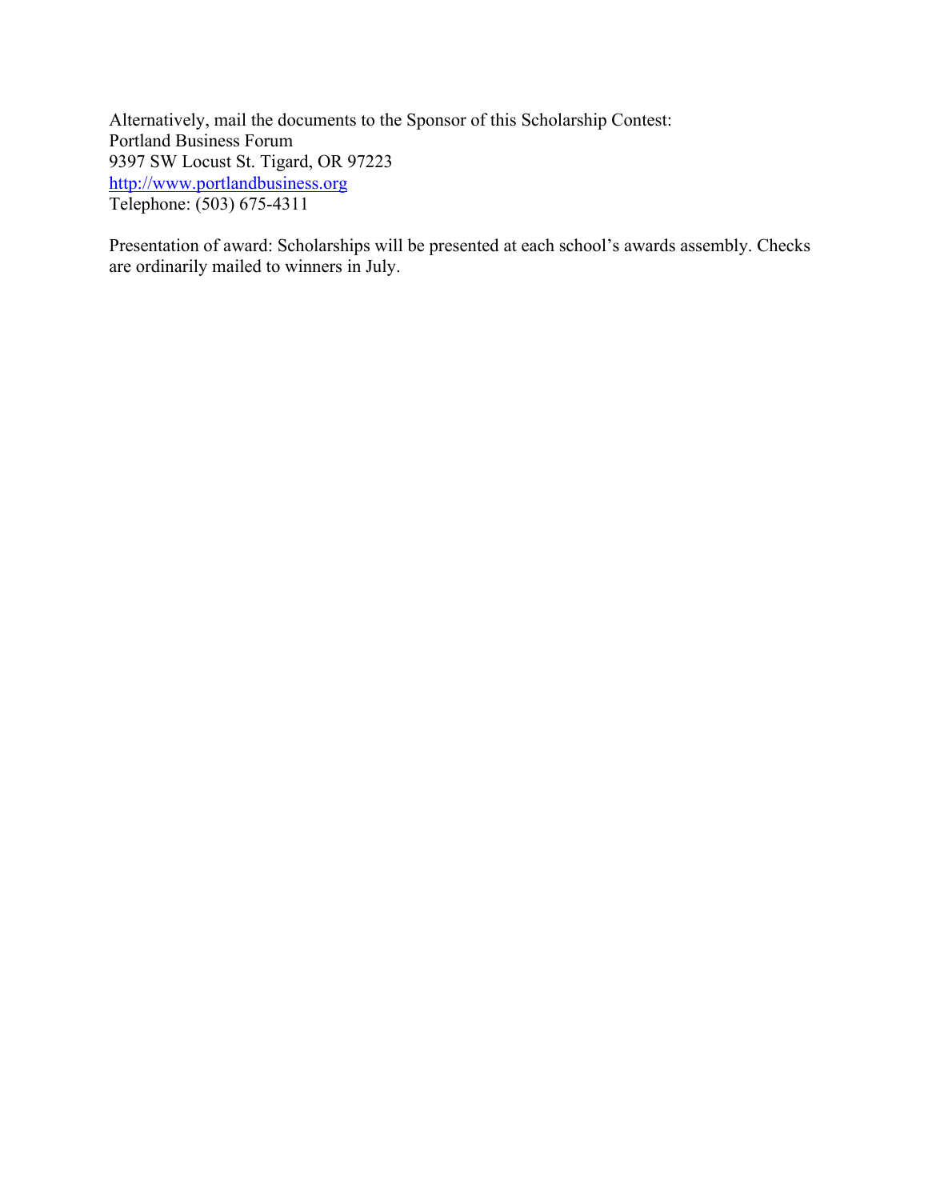Alternatively, mail the documents to the Sponsor of this Scholarship Contest:
Portland Business Forum
9397 SW Locust St. Tigard, OR 97223
http://www.portlandbusiness.org
Telephone: (503) 675-4311

Presentation of award: Scholarships will be presented at each school's awards assembly. Checks are ordinarily mailed to winners in July.